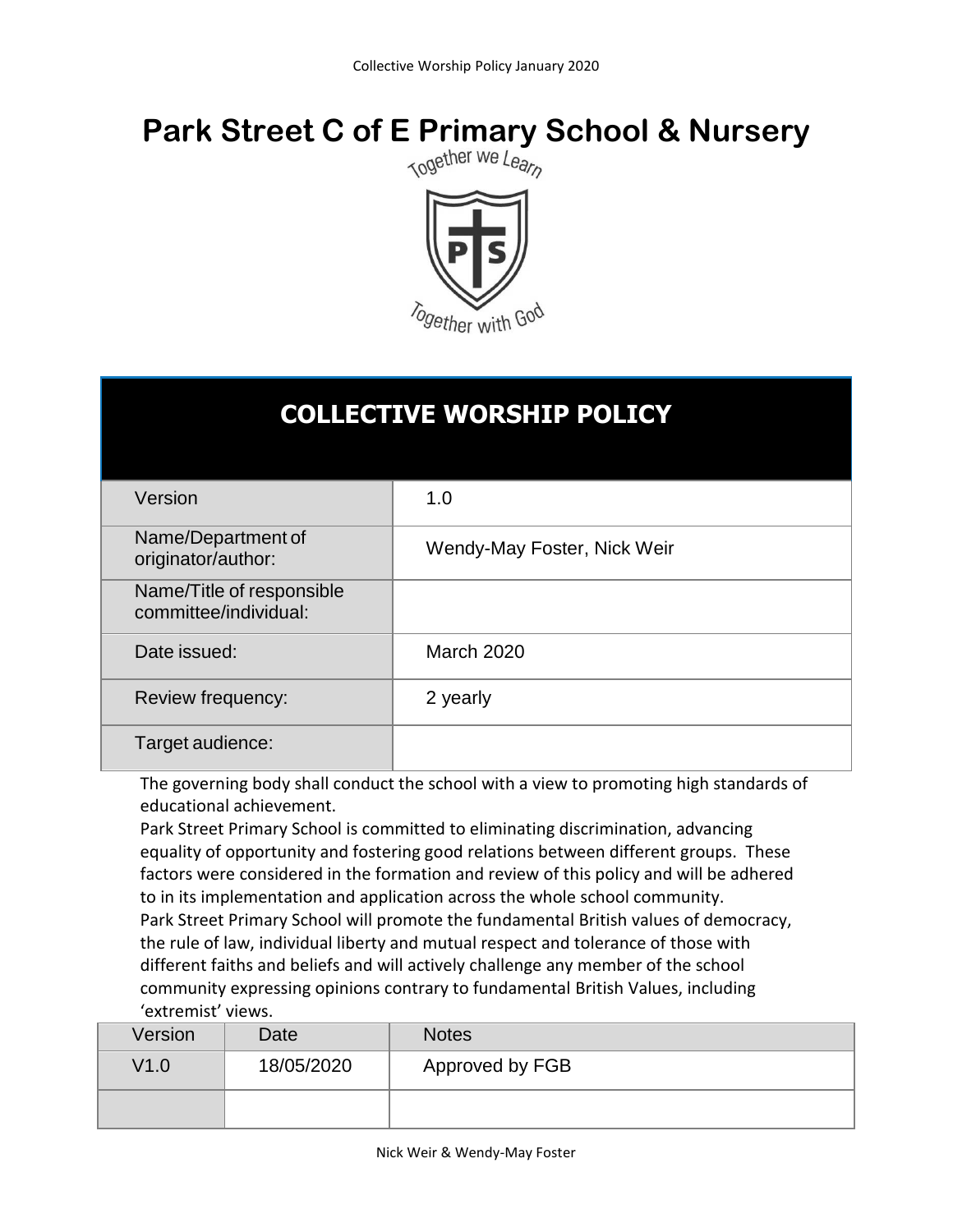# Park Street C of E Primary School & Nursery

Together we Learn

Together with God

## COLLECTIVE WORSHIP POLICY

| | |
|---|---|
| Version | 1.0 |
| Name/Department of originator/author: | Wendy-May Foster, Nick Weir |
| Name/Title of responsible committee/individual: | |
| Date issued: | March 2020 |
| Review frequency: | 2 yearly |
| Target audience: | |

The governing body shall conduct the school with a view to promoting high standards of educational achievement.

Park Street Primary School is committed to eliminating discrimination, advancing equality of opportunity and fostering good relations between different groups. These factors were considered in the formation and review of this policy and will be adhered to in its implementation and application across the whole school community.

Park Street Primary School will promote the fundamental British values of democracy, the rule of law, individual liberty and mutual respect and tolerance of those with different faiths and beliefs and will actively challenge any member of the school community expressing opinions contrary to fundamental British Values, including 'extremist' views.

| Version | Date | Notes |
|---|---|---|
| V1.0 | 18/05/2020 | Approved by FGB |
| | | |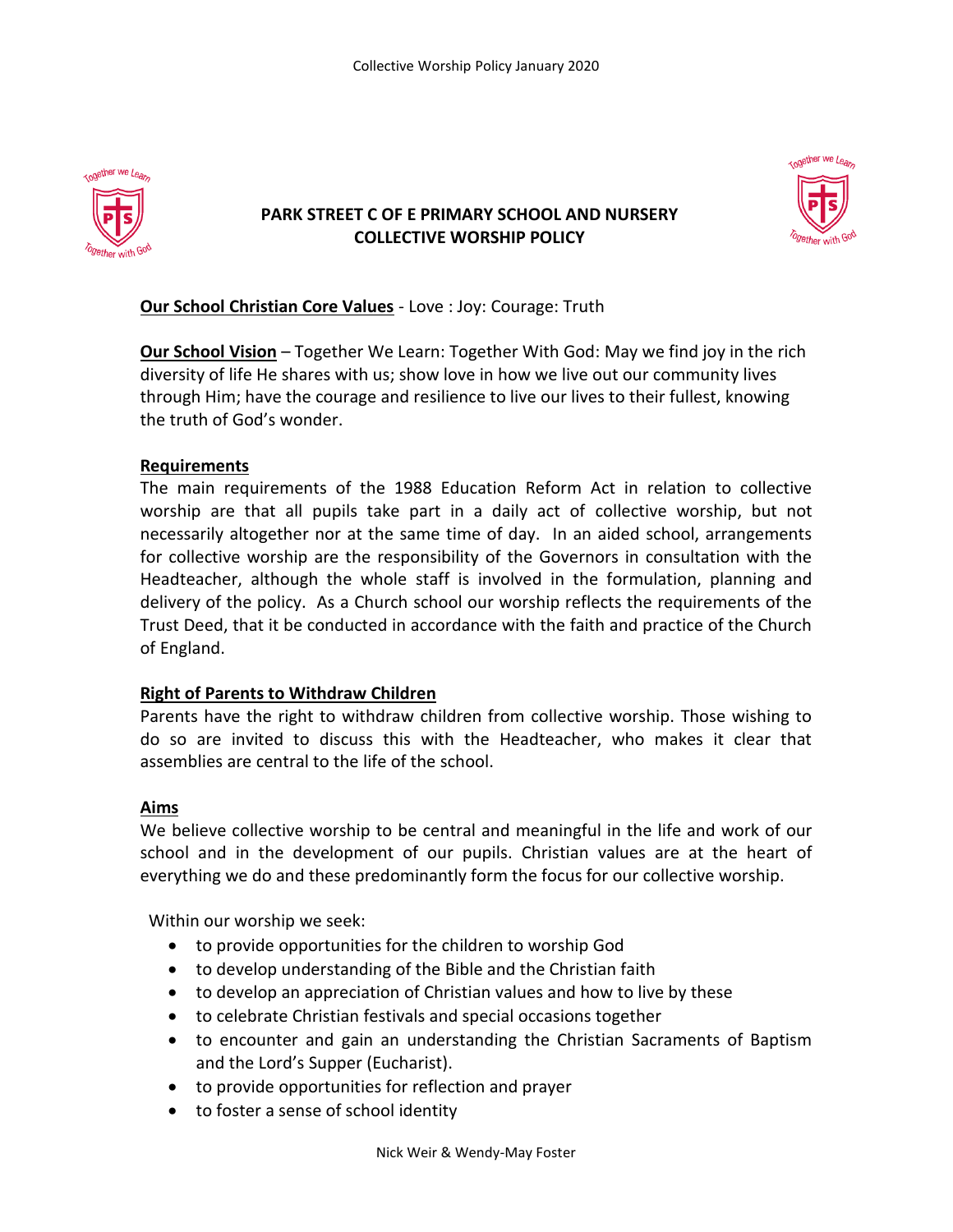# PARK STREET C OF E PRIMARY SCHOOL AND NURSERY
# COLLECTIVE WORSHIP POLICY

**Our School Christian Core Values** - Love : Joy: Courage: Truth

**Our School Vision** – Together We Learn: Together With God: May we find joy in the rich diversity of life He shares with us; show love in how we live out our community lives through Him; have the courage and resilience to live our lives to their fullest, knowing the truth of God's wonder.

## Requirements

The main requirements of the 1988 Education Reform Act in relation to collective worship are that all pupils take part in a daily act of collective worship, but not necessarily altogether nor at the same time of day. In an aided school, arrangements for collective worship are the responsibility of the Governors in consultation with the Headteacher, although the whole staff is involved in the formulation, planning and delivery of the policy. As a Church school our worship reflects the requirements of the Trust Deed, that it be conducted in accordance with the faith and practice of the Church of England.

## Right of Parents to Withdraw Children

Parents have the right to withdraw children from collective worship. Those wishing to do so are invited to discuss this with the Headteacher, who makes it clear that assemblies are central to the life of the school.

## Aims

We believe collective worship to be central and meaningful in the life and work of our school and in the development of our pupils. Christian values are at the heart of everything we do and these predominantly form the focus for our collective worship.

Within our worship we seek:

- to provide opportunities for the children to worship God
- to develop understanding of the Bible and the Christian faith
- to develop an appreciation of Christian values and how to live by these
- to celebrate Christian festivals and special occasions together
- to encounter and gain an understanding the Christian Sacraments of Baptism and the Lord's Supper (Eucharist).
- to provide opportunities for reflection and prayer
- to foster a sense of school identity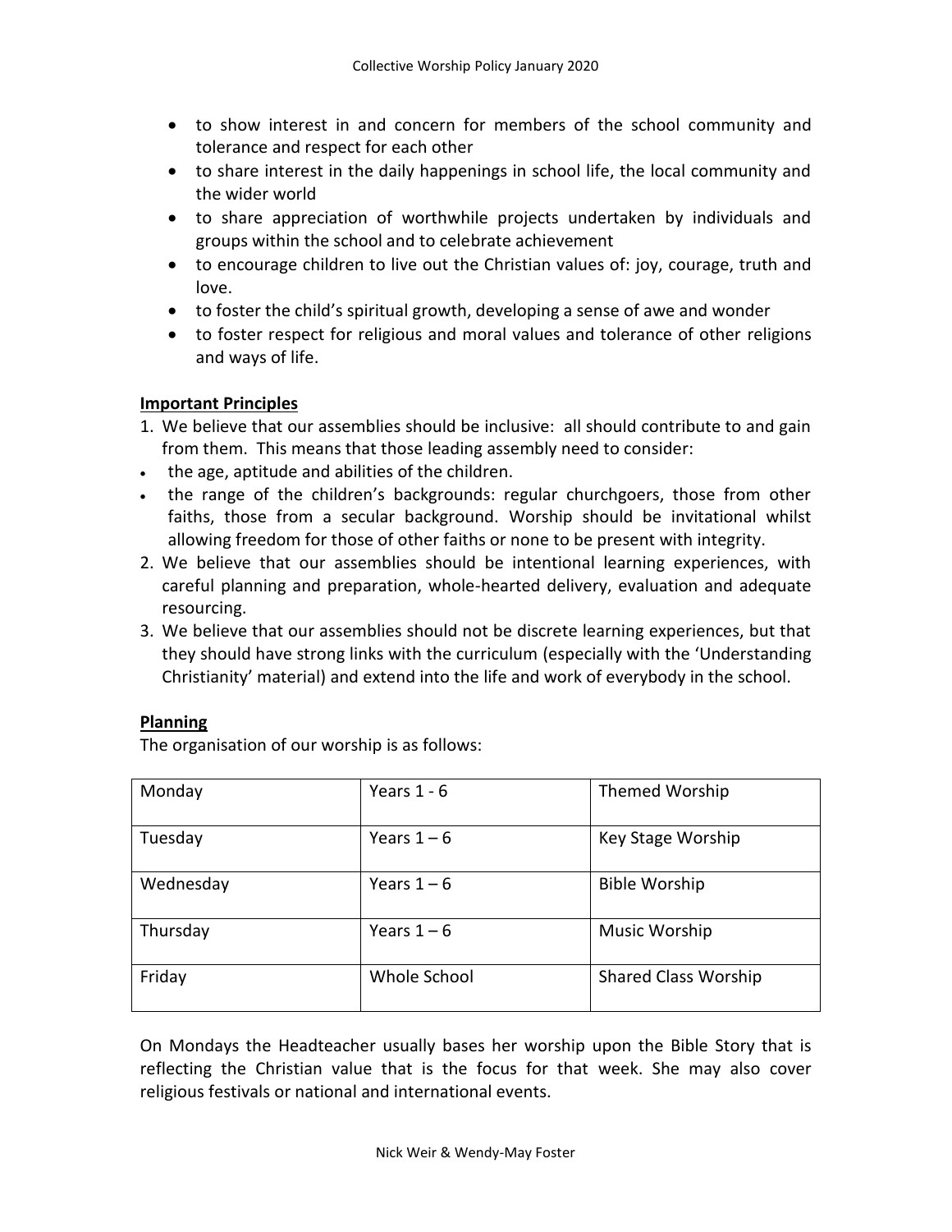- to show interest in and concern for members of the school community and tolerance and respect for each other
- to share interest in the daily happenings in school life, the local community and the wider world
- to share appreciation of worthwhile projects undertaken by individuals and groups within the school and to celebrate achievement
- to encourage children to live out the Christian values of: joy, courage, truth and love.
- to foster the child's spiritual growth, developing a sense of awe and wonder
- to foster respect for religious and moral values and tolerance of other religions and ways of life.

**Important Principles**

1. We believe that our assemblies should be inclusive: all should contribute to and gain from them. This means that those leading assembly need to consider:
   - the age, aptitude and abilities of the children.
   - the range of the children's backgrounds: regular churchgoers, those from other faiths, those from a secular background. Worship should be invitational whilst allowing freedom for those of other faiths or none to be present with integrity.
2. We believe that our assemblies should be intentional learning experiences, with careful planning and preparation, whole-hearted delivery, evaluation and adequate resourcing.
3. We believe that our assemblies should not be discrete learning experiences, but that they should have strong links with the curriculum (especially with the 'Understanding Christianity' material) and extend into the life and work of everybody in the school.

**Planning**

The organisation of our worship is as follows:

| | | |
|---|---|---|
| Monday | Years 1 - 6 | Themed Worship |
| Tuesday | Years 1 – 6 | Key Stage Worship |
| Wednesday | Years 1 – 6 | Bible Worship |
| Thursday | Years 1 – 6 | Music Worship |
| Friday | Whole School | Shared Class Worship |

On Mondays the Headteacher usually bases her worship upon the Bible Story that is reflecting the Christian value that is the focus for that week. She may also cover religious festivals or national and international events.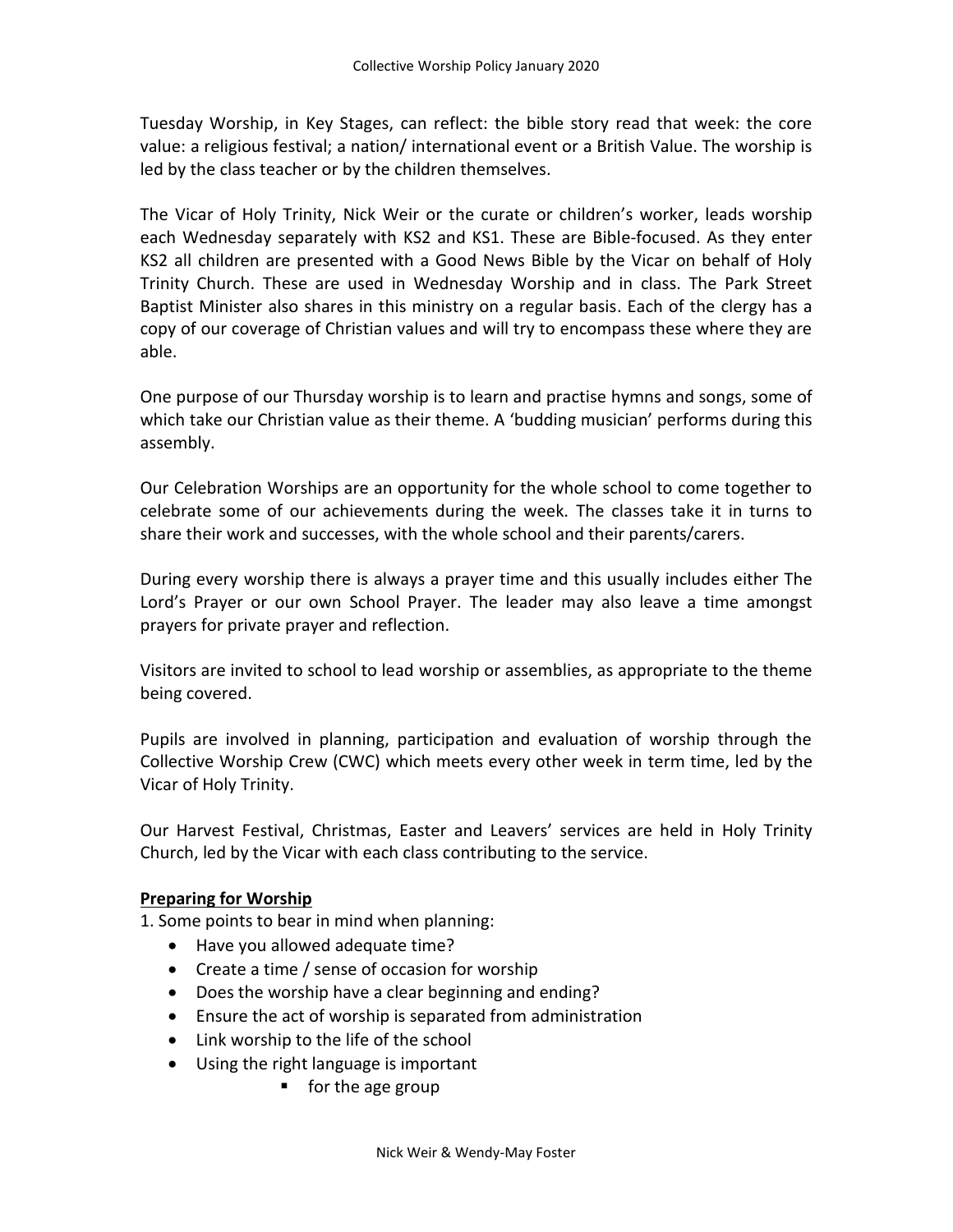Tuesday Worship, in Key Stages, can reflect: the bible story read that week: the core value: a religious festival; a nation/ international event or a British Value. The worship is led by the class teacher or by the children themselves.

The Vicar of Holy Trinity, Nick Weir or the curate or children's worker, leads worship each Wednesday separately with KS2 and KS1. These are Bible-focused. As they enter KS2 all children are presented with a Good News Bible by the Vicar on behalf of Holy Trinity Church. These are used in Wednesday Worship and in class. The Park Street Baptist Minister also shares in this ministry on a regular basis. Each of the clergy has a copy of our coverage of Christian values and will try to encompass these where they are able.

One purpose of our Thursday worship is to learn and practise hymns and songs, some of which take our Christian value as their theme. A 'budding musician' performs during this assembly.

Our Celebration Worships are an opportunity for the whole school to come together to celebrate some of our achievements during the week. The classes take it in turns to share their work and successes, with the whole school and their parents/carers.

During every worship there is always a prayer time and this usually includes either The Lord's Prayer or our own School Prayer. The leader may also leave a time amongst prayers for private prayer and reflection.

Visitors are invited to school to lead worship or assemblies, as appropriate to the theme being covered.

Pupils are involved in planning, participation and evaluation of worship through the Collective Worship Crew (CWC) which meets every other week in term time, led by the Vicar of Holy Trinity.

Our Harvest Festival, Christmas, Easter and Leavers' services are held in Holy Trinity Church, led by the Vicar with each class contributing to the service.

**Preparing for Worship**

1. Some points to bear in mind when planning:
   - Have you allowed adequate time?
   - Create a time / sense of occasion for worship
   - Does the worship have a clear beginning and ending?
   - Ensure the act of worship is separated from administration
   - Link worship to the life of the school
   - Using the right language is important
     - for the age group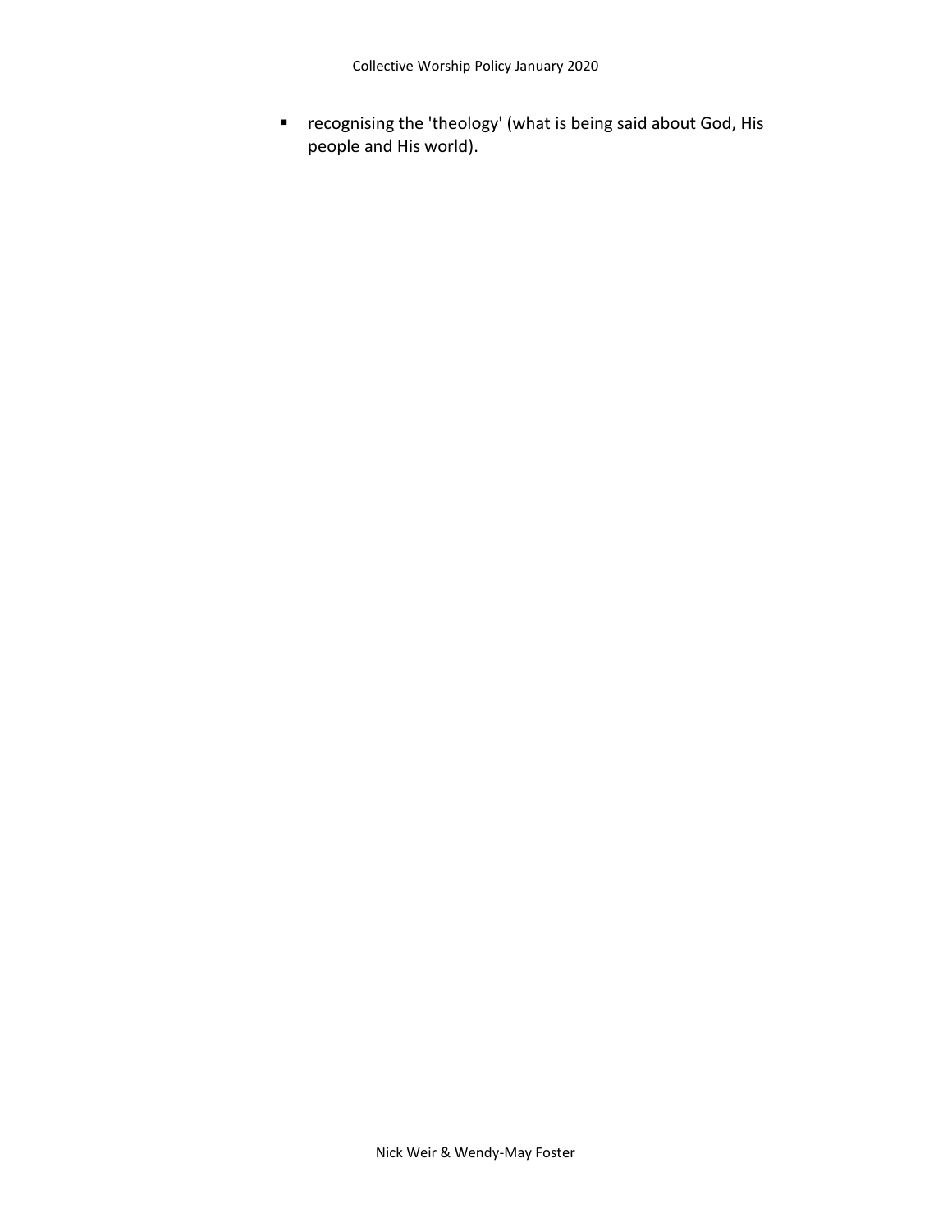- recognising the 'theology' (what is being said about God, His people and His world).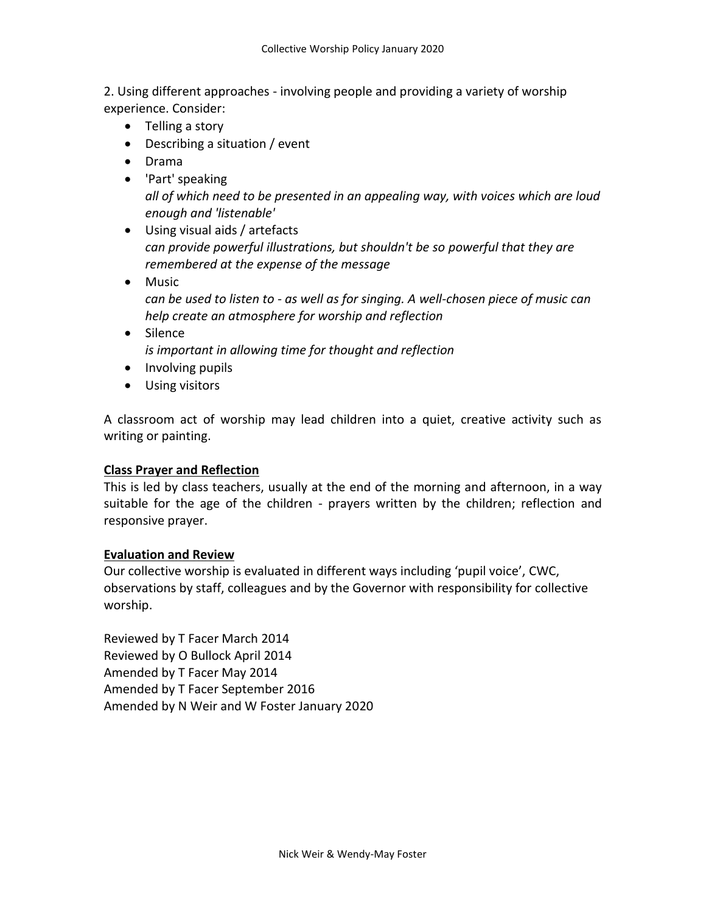2. Using different approaches - involving people and providing a variety of worship experience. Consider:

- Telling a story
- Describing a situation / event
- Drama
- 'Part' speaking
  *all of which need to be presented in an appealing way, with voices which are loud enough and 'listenable'*
- Using visual aids / artefacts
  *can provide powerful illustrations, but shouldn't be so powerful that they are remembered at the expense of the message*
- Music
  *can be used to listen to - as well as for singing. A well-chosen piece of music can help create an atmosphere for worship and reflection*
- Silence
  *is important in allowing time for thought and reflection*
- Involving pupils
- Using visitors

A classroom act of worship may lead children into a quiet, creative activity such as writing or painting.

**Class Prayer and Reflection**

This is led by class teachers, usually at the end of the morning and afternoon, in a way suitable for the age of the children - prayers written by the children; reflection and responsive prayer.

**Evaluation and Review**

Our collective worship is evaluated in different ways including 'pupil voice', CWC, observations by staff, colleagues and by the Governor with responsibility for collective worship.

Reviewed by T Facer March 2014
Reviewed by O Bullock April 2014
Amended by T Facer May 2014
Amended by T Facer September 2016
Amended by N Weir and W Foster January 2020